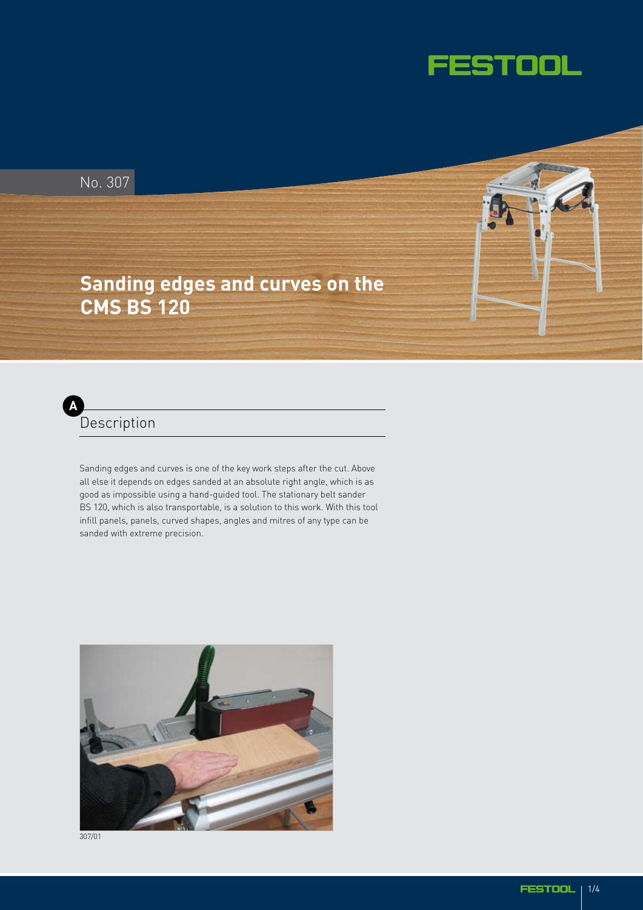No. 307

# Sanding edges and curves on the CMS BS 120

## A Description

Sanding edges and curves is one of the key work steps after the cut. Above all else it depends on edges sanded at an absolute right angle, which is as good as impossible using a hand-guided tool. The stationary belt sander BS 120, which is also transportable, is a solution to this work. With this tool infill panels, panels, curved shapes, angles and mitres of any type can be sanded with extreme precision.

307/01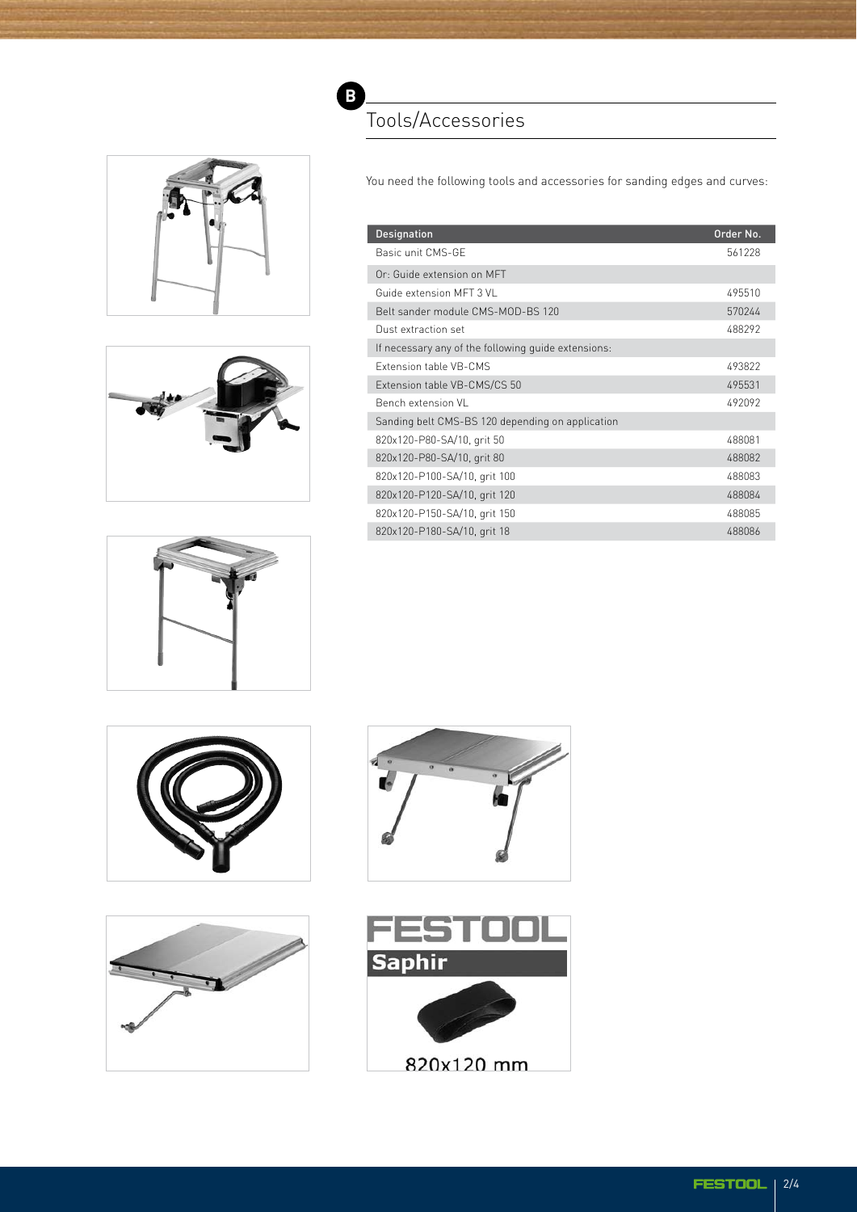## B Tools/Accessories

You need the following tools and accessories for sanding edges and curves:

| Designation | Order No. |
|---|---|
| Basic unit CMS-GE | 561228 |
| Or: Guide extension on MFT | |
| Guide extension MFT 3 VL | 495510 |
| Belt sander module CMS-MOD-BS 120 | 570244 |
| Dust extraction set | 488292 |
| If necessary any of the following guide extensions: | |
| Extension table VB-CMS | 493822 |
| Extension table VB-CMS/CS 50 | 495531 |
| Bench extension VL | 492092 |
| Sanding belt CMS-BS 120 depending on application | |
| 820x120-P80-SA/10, grit 50 | 488081 |
| 820x120-P80-SA/10, grit 80 | 488082 |
| 820x120-P100-SA/10, grit 100 | 488083 |
| 820x120-P120-SA/10, grit 120 | 488084 |
| 820x120-P150-SA/10, grit 150 | 488085 |
| 820x120-P180-SA/10, grit 18 | 488086 |

FESTOOL Saphir

820x120 mm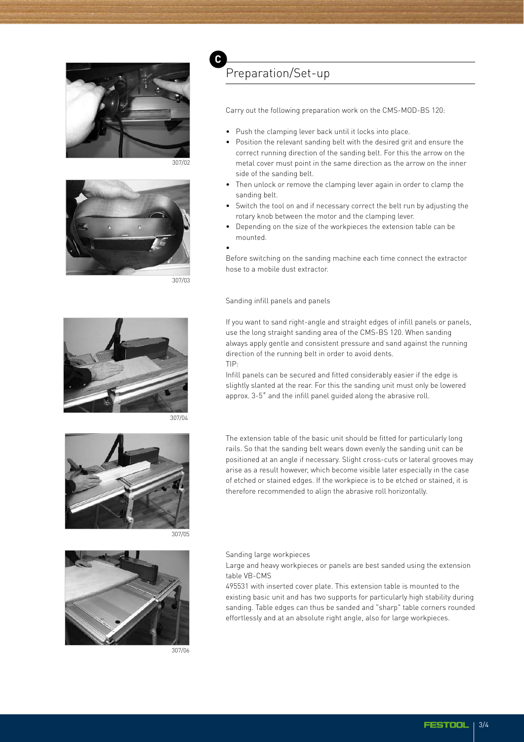307/02

307/03

307/04

307/05

307/06

## C Preparation/Set-up

Carry out the following preparation work on the CMS-MOD-BS 120:

- Push the clamping lever back until it locks into place.
- Position the relevant sanding belt with the desired grit and ensure the correct running direction of the sanding belt. For this the arrow on the metal cover must point in the same direction as the arrow on the inner side of the sanding belt.
- Then unlock or remove the clamping lever again in order to clamp the sanding belt.
- Switch the tool on and if necessary correct the belt run by adjusting the rotary knob between the motor and the clamping lever.
- Depending on the size of the workpieces the extension table can be mounted.
-

Before switching on the sanding machine each time connect the extractor hose to a mobile dust extractor.

Sanding infill panels and panels

If you want to sand right-angle and straight edges of infill panels or panels, use the long straight sanding area of the CMS-BS 120. When sanding always apply gentle and consistent pressure and sand against the running direction of the running belt in order to avoid dents.
TIP:
Infill panels can be secured and fitted considerably easier if the edge is slightly slanted at the rear. For this the sanding unit must only be lowered approx. 3-5° and the infill panel guided along the abrasive roll.

The extension table of the basic unit should be fitted for particularly long rails. So that the sanding belt wears down evenly the sanding unit can be positioned at an angle if necessary. Slight cross-cuts or lateral grooves may arise as a result however, which become visible later especially in the case of etched or stained edges. If the workpiece is to be etched or stained, it is therefore recommended to align the abrasive roll horizontally.

Sanding large workpieces
Large and heavy workpieces or panels are best sanded using the extension table VB-CMS
495531 with inserted cover plate. This extension table is mounted to the existing basic unit and has two supports for particularly high stability during sanding. Table edges can thus be sanded and "sharp" table corners rounded effortlessly and at an absolute right angle, also for large workpieces.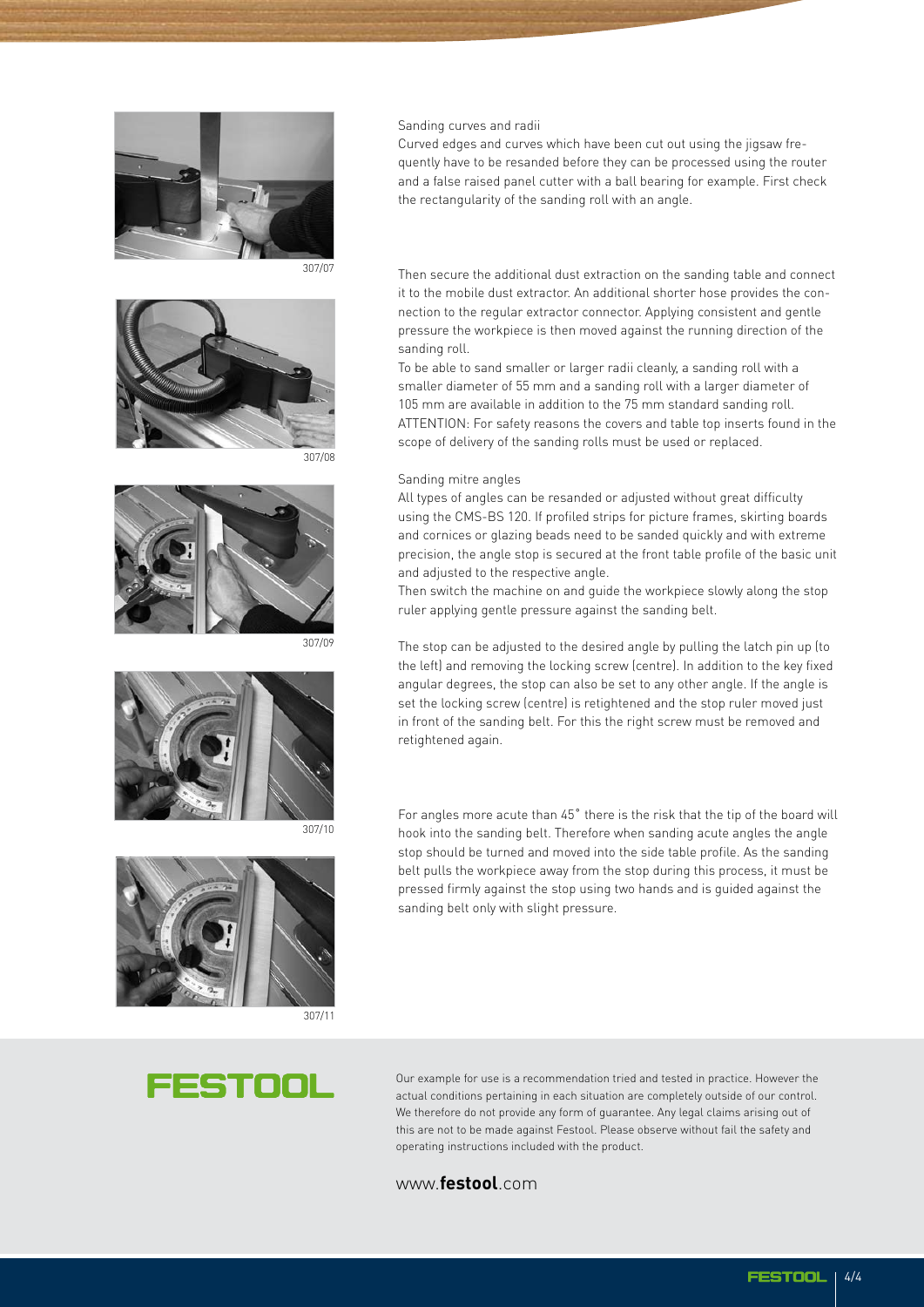307/07

307/08

307/09

307/10

307/11

Sanding curves and radii

Curved edges and curves which have been cut out using the jigsaw frequently have to be resanded before they can be processed using the router and a false raised panel cutter with a ball bearing for example. First check the rectangularity of the sanding roll with an angle.

Then secure the additional dust extraction on the sanding table and connect it to the mobile dust extractor. An additional shorter hose provides the connection to the regular extractor connector. Applying consistent and gentle pressure the workpiece is then moved against the running direction of the sanding roll.

To be able to sand smaller or larger radii cleanly, a sanding roll with a smaller diameter of 55 mm and a sanding roll with a larger diameter of 105 mm are available in addition to the 75 mm standard sanding roll.

ATTENTION: For safety reasons the covers and table top inserts found in the scope of delivery of the sanding rolls must be used or replaced.

Sanding mitre angles

All types of angles can be resanded or adjusted without great difficulty using the CMS-BS 120. If profiled strips for picture frames, skirting boards and cornices or glazing beads need to be sanded quickly and with extreme precision, the angle stop is secured at the front table profile of the basic unit and adjusted to the respective angle.

Then switch the machine on and guide the workpiece slowly along the stop ruler applying gentle pressure against the sanding belt.

The stop can be adjusted to the desired angle by pulling the latch pin up (to the left) and removing the locking screw (centre). In addition to the key fixed angular degrees, the stop can also be set to any other angle. If the angle is set the locking screw (centre) is retightened and the stop ruler moved just in front of the sanding belt. For this the right screw must be removed and retightened again.

For angles more acute than 45° there is the risk that the tip of the board will hook into the sanding belt. Therefore when sanding acute angles the angle stop should be turned and moved into the side table profile. As the sanding belt pulls the workpiece away from the stop during this process, it must be pressed firmly against the stop using two hands and is guided against the sanding belt only with slight pressure.

FESTOOL

Our example for use is a recommendation tried and tested in practice. However the actual conditions pertaining in each situation are completely outside of our control. We therefore do not provide any form of guarantee. Any legal claims arising out of this are not to be made against Festool. Please observe without fail the safety and operating instructions included with the product.

www.**festool**.com